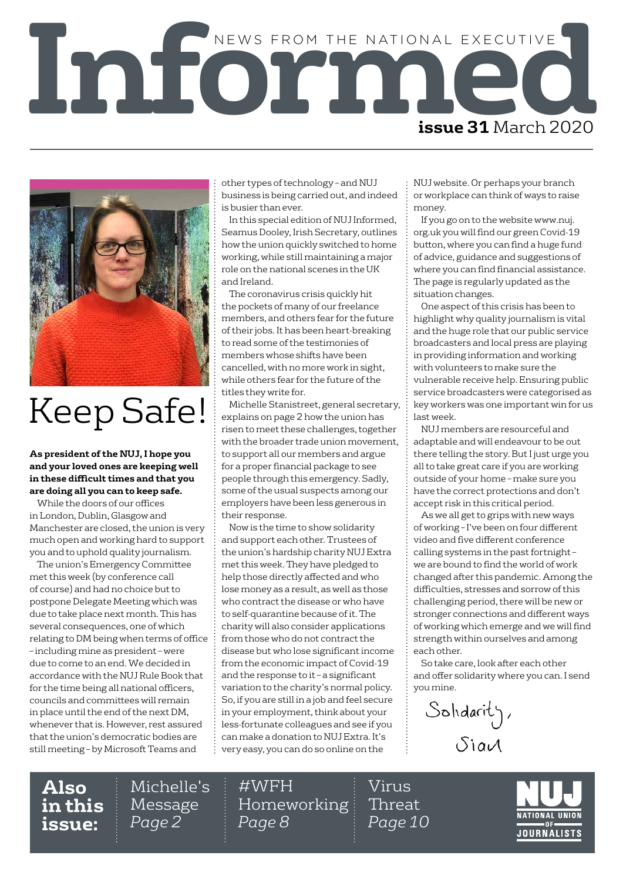# Informed

NEWS FROM THE NATIONAL EXECUTIVE

**issue 31** March 2020

## Keep Safe!

**As president of the NUJ, I hope you and your loved ones are keeping well in these difficult times and that you are doing all you can to keep safe.**

While the doors of our offices in London, Dublin, Glasgow and Manchester are closed, the union is very much open and working hard to support you and to uphold quality journalism.

The union's Emergency Committee met this week (by conference call of course) and had no choice but to postpone Delegate Meeting which was due to take place next month. This has several consequences, one of which relating to DM being when terms of office – including mine as president – were due to come to an end. We decided in accordance with the NUJ Rule Book that for the time being all national officers, councils and committees will remain in place until the end of the next DM, whenever that is. However, rest assured that the union's democratic bodies are still meeting – by Microsoft Teams and other types of technology – and NUJ business is being carried out, and indeed is busier than ever.

In this special edition of NUJ Informed, Seamus Dooley, Irish Secretary, outlines how the union quickly switched to home working, while still maintaining a major role on the national scenes in the UK and Ireland.

The coronavirus crisis quickly hit the pockets of many of our freelance members, and others fear for the future of their jobs. It has been heart-breaking to read some of the testimonies of members whose shifts have been cancelled, with no more work in sight, while others fear for the future of the titles they write for.

Michelle Stanistreet, general secretary, explains on page 2 how the union has risen to meet these challenges, together with the broader trade union movement, to support all our members and argue for a proper financial package to see people through this emergency. Sadly, some of the usual suspects among our employers have been less generous in their response.

Now is the time to show solidarity and support each other. Trustees of the union's hardship charity NUJ Extra met this week. They have pledged to help those directly affected and who lose money as a result, as well as those who contract the disease or who have to self-quarantine because of it. The charity will also consider applications from those who do not contract the disease but who lose significant income from the economic impact of Covid-19 and the response to it – a significant variation to the charity's normal policy. So, if you are still in a job and feel secure in your employment, think about your less-fortunate colleagues and see if you can make a donation to NUJ Extra. It's very easy, you can do so online on the NUJ website. Or perhaps your branch or workplace can think of ways to raise money.

If you go on to the website www.nuj.org.uk you will find our green Covid-19 button, where you can find a huge fund of advice, guidance and suggestions of where you can find financial assistance. The page is regularly updated as the situation changes.

One aspect of this crisis has been to highlight why quality journalism is vital and the huge role that our public service broadcasters and local press are playing in providing information and working with volunteers to make sure the vulnerable receive help. Ensuring public service broadcasters were categorised as key workers was one important win for us last week.

NUJ members are resourceful and adaptable and will endeavour to be out there telling the story. But I just urge you all to take great care if you are working outside of your home – make sure you have the correct protections and don't accept risk in this critical period.

As we all get to grips with new ways of working – I've been on four different video and five different conference calling systems in the past fortnight – we are bound to find the world of work changed after this pandemic. Among the difficulties, stresses and sorrow of this challenging period, there will be new or stronger connections and different ways of working which emerge and we will find strength within ourselves and among each other.

So take care, look after each other and offer solidarity where you can. I send you mine.

Solidarity,
Sian

**Also in this issue:**

- Michelle's Message *Page 2*
- #WFH Homeworking *Page 8*
- Virus Threat *Page 10*

NUJ NATIONAL UNION OF JOURNALISTS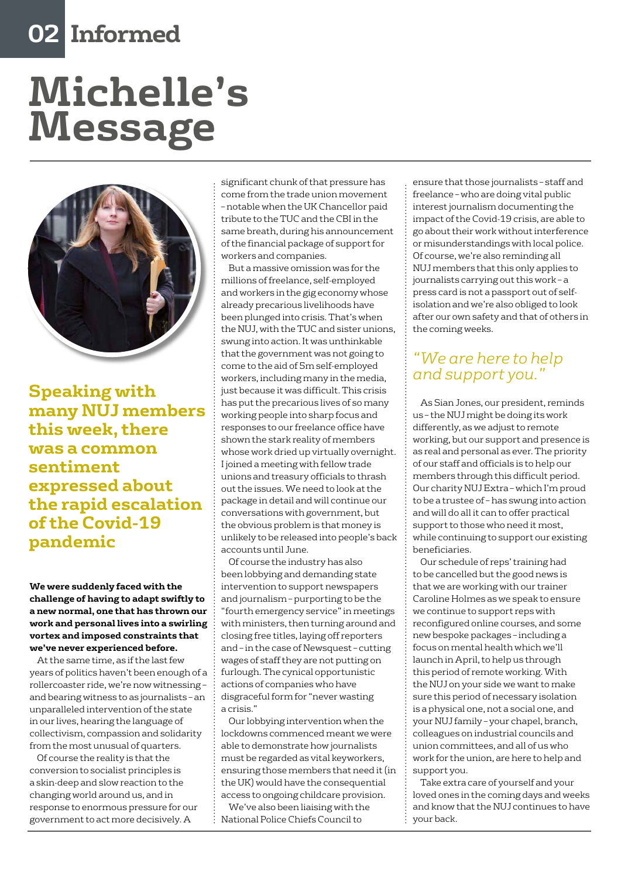# Michelle's Message

## Speaking with many NUJ members this week, there was a common sentiment expressed about the rapid escalation of the Covid-19 pandemic

**We were suddenly faced with the challenge of having to adapt swiftly to a new normal, one that has thrown our work and personal lives into a swirling vortex and imposed constraints that we've never experienced before.**

At the same time, as if the last few years of politics haven't been enough of a rollercoaster ride, we're now witnessing – and bearing witness to as journalists – an unparalleled intervention of the state in our lives, hearing the language of collectivism, compassion and solidarity from the most unusual of quarters.

Of course the reality is that the conversion to socialist principles is a skin-deep and slow reaction to the changing world around us, and in response to enormous pressure for our government to act more decisively. A significant chunk of that pressure has come from the trade union movement – notable when the UK Chancellor paid tribute to the TUC and the CBI in the same breath, during his announcement of the financial package of support for workers and companies.

But a massive omission was for the millions of freelance, self-employed and workers in the gig economy whose already precarious livelihoods have been plunged into crisis. That's when the NUJ, with the TUC and sister unions, swung into action. It was unthinkable that the government was not going to come to the aid of 5m self-employed workers, including many in the media, just because it was difficult. This crisis has put the precarious lives of so many working people into sharp focus and responses to our freelance office have shown the stark reality of members whose work dried up virtually overnight. I joined a meeting with fellow trade unions and treasury officials to thrash out the issues. We need to look at the package in detail and will continue our conversations with government, but the obvious problem is that money is unlikely to be released into people's back accounts until June.

Of course the industry has also been lobbying and demanding state intervention to support newspapers and journalism – purporting to be the "fourth emergency service" in meetings with ministers, then turning around and closing free titles, laying off reporters and – in the case of Newsquest – cutting wages of staff they are not putting on furlough. The cynical opportunistic actions of companies who have disgraceful form for "never wasting a crisis."

Our lobbying intervention when the lockdowns commenced meant we were able to demonstrate how journalists must be regarded as vital keyworkers, ensuring those members that need it (in the UK) would have the consequential access to ongoing childcare provision.

We've also been liaising with the National Police Chiefs Council to ensure that those journalists – staff and freelance – who are doing vital public interest journalism documenting the impact of the Covid-19 crisis, are able to go about their work without interference or misunderstandings with local police. Of course, we're also reminding all NUJ members that this only applies to journalists carrying out this work – a press card is not a passport out of self-isolation and we're also obliged to look after our own safety and that of others in the coming weeks.

> *"We are here to help and support you."*

As Sian Jones, our president, reminds us – the NUJ might be doing its work differently, as we adjust to remote working, but our support and presence is as real and personal as ever. The priority of our staff and officials is to help our members through this difficult period. Our charity NUJ Extra – which I'm proud to be a trustee of – has swung into action and will do all it can to offer practical support to those who need it most, while continuing to support our existing beneficiaries.

Our schedule of reps' training had to be cancelled but the good news is that we are working with our trainer Caroline Holmes as we speak to ensure we continue to support reps with reconfigured online courses, and some new bespoke packages – including a focus on mental health which we'll launch in April, to help us through this period of remote working. With the NUJ on your side we want to make sure this period of necessary isolation is a physical one, not a social one, and your NUJ family – your chapel, branch, colleagues on industrial councils and union committees, and all of us who work for the union, are here to help and support you.

Take extra care of yourself and your loved ones in the coming days and weeks and know that the NUJ continues to have your back.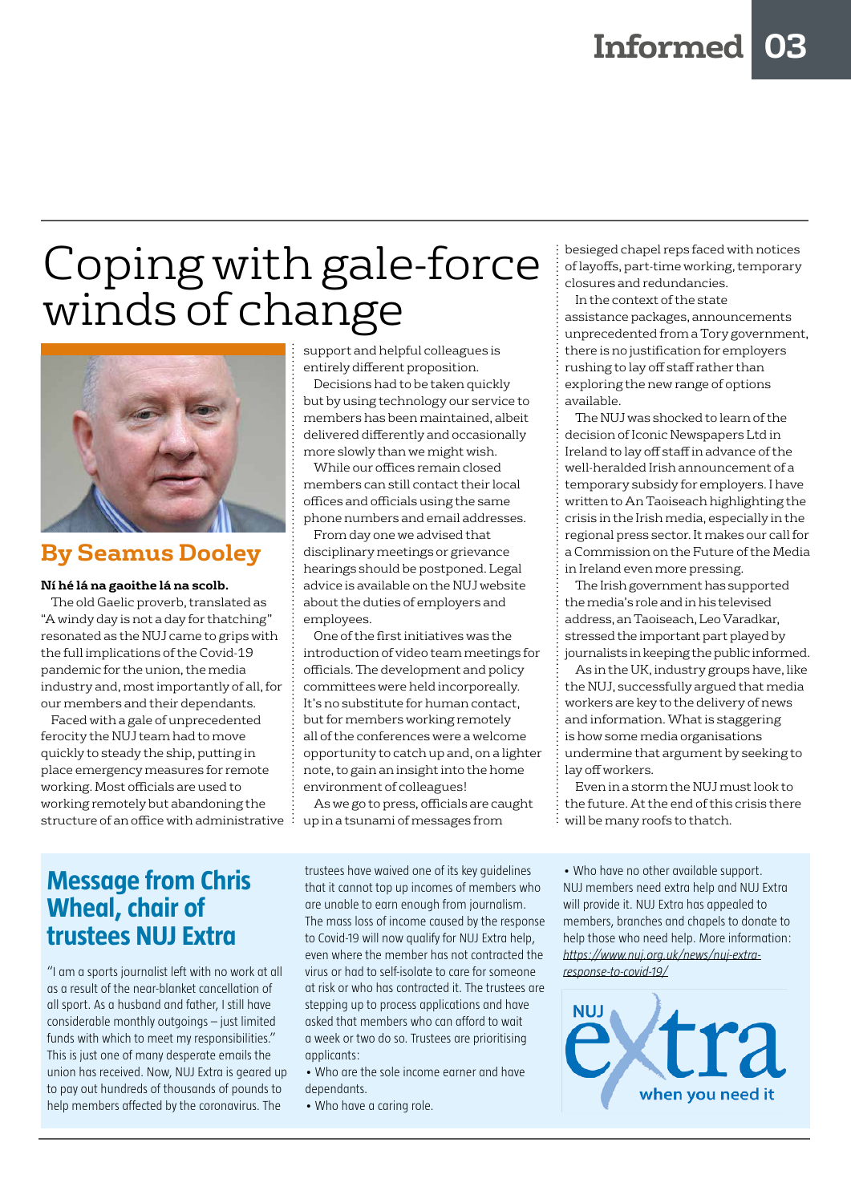# Coping with gale-force winds of change

**By Seamus Dooley**

**Ní hé lá na gaoithe lá na scolb.**

The old Gaelic proverb, translated as "A windy day is not a day for thatching" resonated as the NUJ came to grips with the full implications of the Covid-19 pandemic for the union, the media industry and, most importantly of all, for our members and their dependants.

Faced with a gale of unprecedented ferocity the NUJ team had to move quickly to steady the ship, putting in place emergency measures for remote working. Most officials are used to working remotely but abandoning the structure of an office with administrative support and helpful colleagues is entirely different proposition.

Decisions had to be taken quickly but by using technology our service to members has been maintained, albeit delivered differently and occasionally more slowly than we might wish.

While our offices remain closed members can still contact their local offices and officials using the same phone numbers and email addresses.

From day one we advised that disciplinary meetings or grievance hearings should be postponed. Legal advice is available on the NUJ website about the duties of employers and employees.

One of the first initiatives was the introduction of video team meetings for officials. The development and policy committees were held incorporeally. It's no substitute for human contact, but for members working remotely all of the conferences were a welcome opportunity to catch up and, on a lighter note, to gain an insight into the home environment of colleagues!

As we go to press, officials are caught up in a tsunami of messages from besieged chapel reps faced with notices of layoffs, part-time working, temporary closures and redundancies.

In the context of the state assistance packages, announcements unprecedented from a Tory government, there is no justification for employers rushing to lay off staff rather than exploring the new range of options available.

The NUJ was shocked to learn of the decision of Iconic Newspapers Ltd in Ireland to lay off staff in advance of the well-heralded Irish announcement of a temporary subsidy for employers. I have written to An Taoiseach highlighting the crisis in the Irish media, especially in the regional press sector. It makes our call for a Commission on the Future of the Media in Ireland even more pressing.

The Irish government has supported the media's role and in his televised address, an Taoiseach, Leo Varadkar, stressed the important part played by journalists in keeping the public informed.

As in the UK, industry groups have, like the NUJ, successfully argued that media workers are key to the delivery of news and information. What is staggering is how some media organisations undermine that argument by seeking to lay off workers.

Even in a storm the NUJ must look to the future. At the end of this crisis there will be many roofs to thatch.

## Message from Chris Wheal, chair of trustees NUJ Extra

"I am a sports journalist left with no work at all as a result of the near-blanket cancellation of all sport. As a husband and father, I still have considerable monthly outgoings – just limited funds with which to meet my responsibilities." This is just one of many desperate emails the union has received. Now, NUJ Extra is geared up to pay out hundreds of thousands of pounds to help members affected by the coronavirus. The trustees have waived one of its key guidelines that it cannot top up incomes of members who are unable to earn enough from journalism. The mass loss of income caused by the response to Covid-19 will now qualify for NUJ Extra help, even where the member has not contracted the virus or had to self-isolate to care for someone at risk or who has contracted it. The trustees are stepping up to process applications and have asked that members who can afford to wait a week or two do so. Trustees are prioritising applicants:

- Who are the sole income earner and have dependants.
- Who have a caring role.
- Who have no other available support.

NUJ members need extra help and NUJ Extra will provide it. NUJ Extra has appealed to members, branches and chapels to donate to help those who need help. More information: https://www.nuj.org.uk/news/nuj-extra-response-to-covid-19/

NUJ extra – when you need it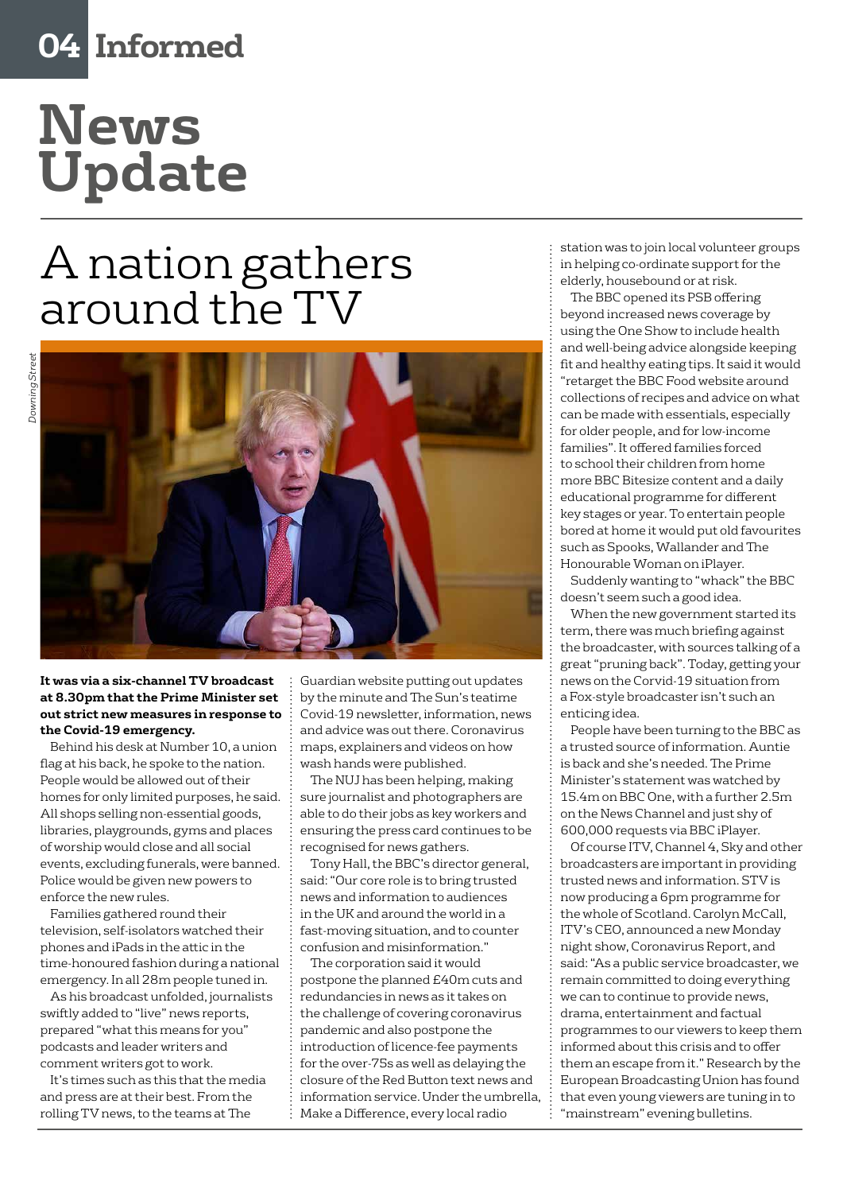# News Update

## A nation gathers around the TV

*Downing Street*

**It was via a six-channel TV broadcast at 8.30pm that the Prime Minister set out strict new measures in response to the Covid-19 emergency.**

Behind his desk at Number 10, a union flag at his back, he spoke to the nation. People would be allowed out of their homes for only limited purposes, he said. All shops selling non-essential goods, libraries, playgrounds, gyms and places of worship would close and all social events, excluding funerals, were banned. Police would be given new powers to enforce the new rules.

Families gathered round their television, self-isolators watched their phones and iPads in the attic in the time-honoured fashion during a national emergency. In all 28m people tuned in.

As his broadcast unfolded, journalists swiftly added to "live" news reports, prepared "what this means for you" podcasts and leader writers and comment writers got to work.

It's times such as this that the media and press are at their best. From the rolling TV news, to the teams at The Guardian website putting out updates by the minute and The Sun's teatime Covid-19 newsletter, information, news and advice was out there. Coronavirus maps, explainers and videos on how wash hands were published.

The NUJ has been helping, making sure journalist and photographers are able to do their jobs as key workers and ensuring the press card continues to be recognised for news gathers.

Tony Hall, the BBC's director general, said: "Our core role is to bring trusted news and information to audiences in the UK and around the world in a fast-moving situation, and to counter confusion and misinformation."

The corporation said it would postpone the planned £40m cuts and redundancies in news as it takes on the challenge of covering coronavirus pandemic and also postpone the introduction of licence-fee payments for the over-75s as well as delaying the closure of the Red Button text news and information service. Under the umbrella, Make a Difference, every local radio station was to join local volunteer groups in helping co-ordinate support for the elderly, housebound or at risk.

The BBC opened its PSB offering beyond increased news coverage by using the One Show to include health and well-being advice alongside keeping fit and healthy eating tips. It said it would "retarget the BBC Food website around collections of recipes and advice on what can be made with essentials, especially for older people, and for low-income families". It offered families forced to school their children from home more BBC Bitesize content and a daily educational programme for different key stages or year. To entertain people bored at home it would put old favourites such as Spooks, Wallander and The Honourable Woman on iPlayer.

Suddenly wanting to "whack" the BBC doesn't seem such a good idea.

When the new government started its term, there was much briefing against the broadcaster, with sources talking of a great "pruning back". Today, getting your news on the Corvid-19 situation from a Fox-style broadcaster isn't such an enticing idea.

People have been turning to the BBC as a trusted source of information. Auntie is back and she's needed. The Prime Minister's statement was watched by 15.4m on BBC One, with a further 2.5m on the News Channel and just shy of 600,000 requests via BBC iPlayer.

Of course ITV, Channel 4, Sky and other broadcasters are important in providing trusted news and information. STV is now producing a 6pm programme for the whole of Scotland. Carolyn McCall, ITV's CEO, announced a new Monday night show, Coronavirus Report, and said: "As a public service broadcaster, we remain committed to doing everything we can to continue to provide news, drama, entertainment and factual programmes to our viewers to keep them informed about this crisis and to offer them an escape from it." Research by the European Broadcasting Union has found that even young viewers are tuning in to "mainstream" evening bulletins.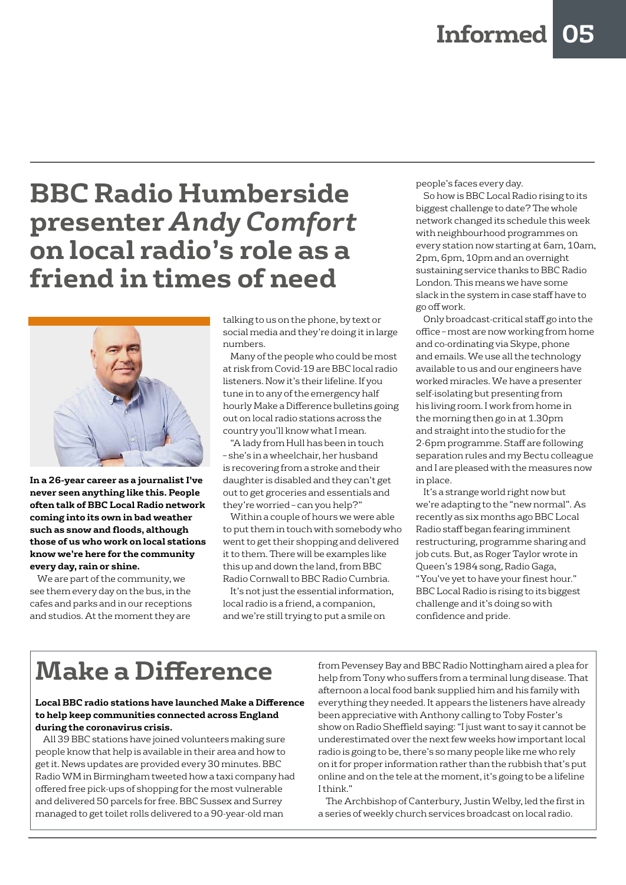# BBC Radio Humberside presenter *Andy Comfort* on local radio's role as a friend in times of need

**In a 26-year career as a journalist I've never seen anything like this. People often talk of BBC Local Radio network coming into its own in bad weather such as snow and floods, although those of us who work on local stations know we're here for the community every day, rain or shine.**

We are part of the community, we see them every day on the bus, in the cafes and parks and in our receptions and studios. At the moment they are talking to us on the phone, by text or social media and they're doing it in large numbers.

Many of the people who could be most at risk from Covid-19 are BBC local radio listeners. Now it's their lifeline. If you tune in to any of the emergency half hourly Make a Difference bulletins going out on local radio stations across the country you'll know what I mean.

"A lady from Hull has been in touch – she's in a wheelchair, her husband is recovering from a stroke and their daughter is disabled and they can't get out to get groceries and essentials and they're worried – can you help?"

Within a couple of hours we were able to put them in touch with somebody who went to get their shopping and delivered it to them. There will be examples like this up and down the land, from BBC Radio Cornwall to BBC Radio Cumbria.

It's not just the essential information, local radio is a friend, a companion, and we're still trying to put a smile on people's faces every day.

So how is BBC Local Radio rising to its biggest challenge to date? The whole network changed its schedule this week with neighbourhood programmes on every station now starting at 6am, 10am, 2pm, 6pm, 10pm and an overnight sustaining service thanks to BBC Radio London. This means we have some slack in the system in case staff have to go off work.

Only broadcast-critical staff go into the office – most are now working from home and co-ordinating via Skype, phone and emails. We use all the technology available to us and our engineers have worked miracles. We have a presenter self-isolating but presenting from his living room. I work from home in the morning then go in at 1.30pm and straight into the studio for the 2-6pm programme. Staff are following separation rules and my Bectu colleague and I are pleased with the measures now in place.

It's a strange world right now but we're adapting to the "new normal". As recently as six months ago BBC Local Radio staff began fearing imminent restructuring, programme sharing and job cuts. But, as Roger Taylor wrote in Queen's 1984 song, Radio Gaga, "You've yet to have your finest hour." BBC Local Radio is rising to its biggest challenge and it's doing so with confidence and pride.

## Make a Difference

**Local BBC radio stations have launched Make a Difference to help keep communities connected across England during the coronavirus crisis.**

All 39 BBC stations have joined volunteers making sure people know that help is available in their area and how to get it. News updates are provided every 30 minutes. BBC Radio WM in Birmingham tweeted how a taxi company had offered free pick-ups of shopping for the most vulnerable and delivered 50 parcels for free. BBC Sussex and Surrey managed to get toilet rolls delivered to a 90-year-old man from Pevensey Bay and BBC Radio Nottingham aired a plea for help from Tony who suffers from a terminal lung disease. That afternoon a local food bank supplied him and his family with everything they needed. It appears the listeners have already been appreciative with Anthony calling to Toby Foster's show on Radio Sheffield saying: "I just want to say it cannot be underestimated over the next few weeks how important local radio is going to be, there's so many people like me who rely on it for proper information rather than the rubbish that's put online and on the tele at the moment, it's going to be a lifeline I think."

The Archbishop of Canterbury, Justin Welby, led the first in a series of weekly church services broadcast on local radio.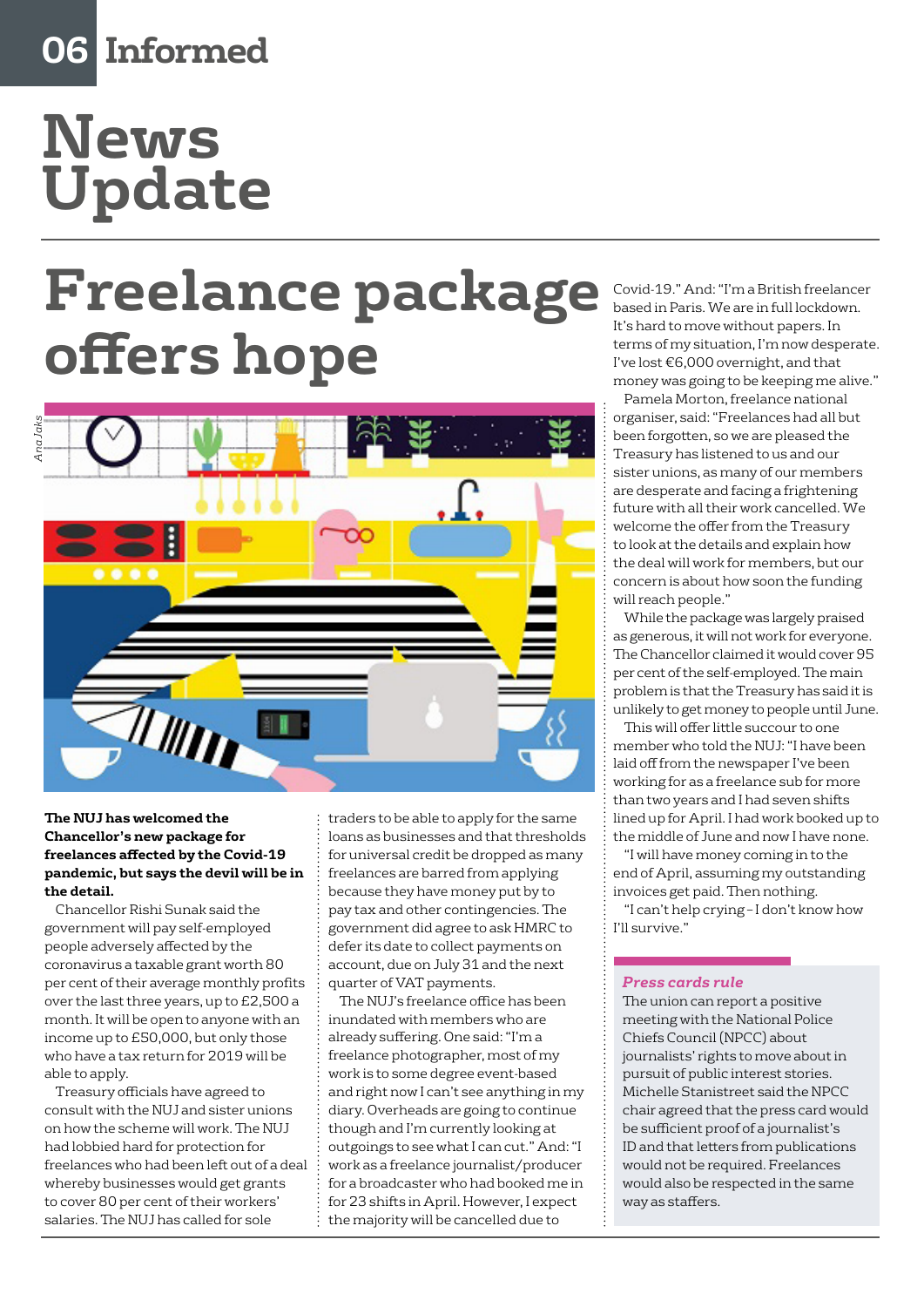# News Update

## Freelance package offers hope

Ana Jaks

**The NUJ has welcomed the Chancellor's new package for freelances affected by the Covid-19 pandemic, but says the devil will be in the detail.**

Chancellor Rishi Sunak said the government will pay self-employed people adversely affected by the coronavirus a taxable grant worth 80 per cent of their average monthly profits over the last three years, up to £2,500 a month. It will be open to anyone with an income up to £50,000, but only those who have a tax return for 2019 will be able to apply.

Treasury officials have agreed to consult with the NUJ and sister unions on how the scheme will work. The NUJ had lobbied hard for protection for freelances who had been left out of a deal whereby businesses would get grants to cover 80 per cent of their workers' salaries. The NUJ has called for sole traders to be able to apply for the same loans as businesses and that thresholds for universal credit be dropped as many freelances are barred from applying because they have money put by to pay tax and other contingencies. The government did agree to ask HMRC to defer its date to collect payments on account, due on July 31 and the next quarter of VAT payments.

The NUJ's freelance office has been inundated with members who are already suffering. One said: "I'm a freelance photographer, most of my work is to some degree event-based and right now I can't see anything in my diary. Overheads are going to continue though and I'm currently looking at outgoings to see what I can cut." And: "I work as a freelance journalist/producer for a broadcaster who had booked me in for 23 shifts in April. However, I expect the majority will be cancelled due to Covid-19." And: "I'm a British freelancer based in Paris. We are in full lockdown. It's hard to move without papers. In terms of my situation, I'm now desperate. I've lost €6,000 overnight, and that money was going to be keeping me alive."

Pamela Morton, freelance national organiser, said: "Freelances had all but been forgotten, so we are pleased the Treasury has listened to us and our sister unions, as many of our members are desperate and facing a frightening future with all their work cancelled. We welcome the offer from the Treasury to look at the details and explain how the deal will work for members, but our concern is about how soon the funding will reach people."

While the package was largely praised as generous, it will not work for everyone. The Chancellor claimed it would cover 95 per cent of the self-employed. The main problem is that the Treasury has said it is unlikely to get money to people until June.

This will offer little succour to one member who told the NUJ: "I have been laid off from the newspaper I've been working for as a freelance sub for more than two years and I had seven shifts lined up for April. I had work booked up to the middle of June and now I have none.

"I will have money coming in to the end of April, assuming my outstanding invoices get paid. Then nothing.

"I can't help crying – I don't know how I'll survive."

### *Press cards rule*

The union can report a positive meeting with the National Police Chiefs Council (NPCC) about journalists' rights to move about in pursuit of public interest stories. Michelle Stanistreet said the NPCC chair agreed that the press card would be sufficient proof of a journalist's ID and that letters from publications would not be required. Freelances would also be respected in the same way as staffers.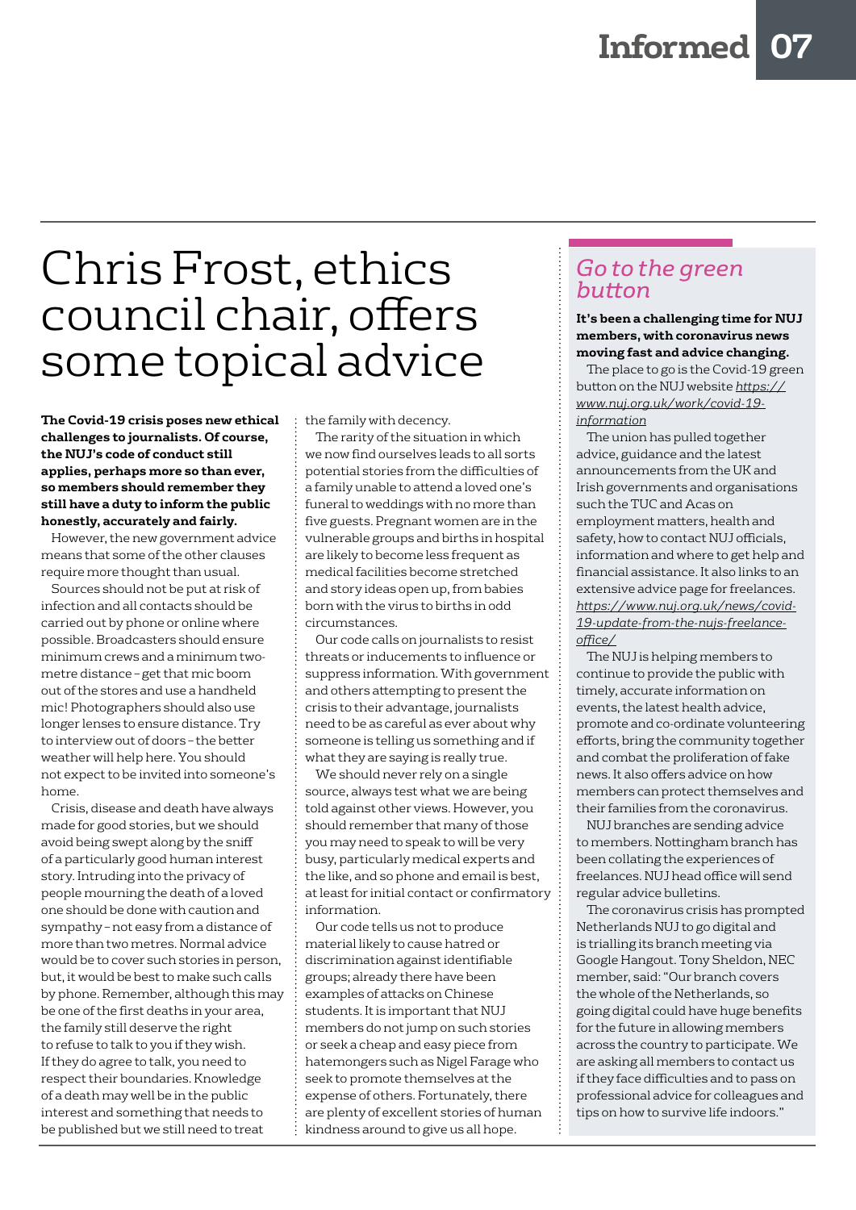# Chris Frost, ethics council chair, offers some topical advice

**The Covid-19 crisis poses new ethical challenges to journalists. Of course, the NUJ's code of conduct still applies, perhaps more so than ever, so members should remember they still have a duty to inform the public honestly, accurately and fairly.**

However, the new government advice means that some of the other clauses require more thought than usual.

Sources should not be put at risk of infection and all contacts should be carried out by phone or online where possible. Broadcasters should ensure minimum crews and a minimum two-metre distance – get that mic boom out of the stores and use a handheld mic! Photographers should also use longer lenses to ensure distance. Try to interview out of doors – the better weather will help here. You should not expect to be invited into someone's home.

Crisis, disease and death have always made for good stories, but we should avoid being swept along by the sniff of a particularly good human interest story. Intruding into the privacy of people mourning the death of a loved one should be done with caution and sympathy – not easy from a distance of more than two metres. Normal advice would be to cover such stories in person, but, it would be best to make such calls by phone. Remember, although this may be one of the first deaths in your area, the family still deserve the right to refuse to talk to you if they wish. If they do agree to talk, you need to respect their boundaries. Knowledge of a death may well be in the public interest and something that needs to be published but we still need to treat the family with decency.

The rarity of the situation in which we now find ourselves leads to all sorts potential stories from the difficulties of a family unable to attend a loved one's funeral to weddings with no more than five guests. Pregnant women are in the vulnerable groups and births in hospital are likely to become less frequent as medical facilities become stretched and story ideas open up, from babies born with the virus to births in odd circumstances.

Our code calls on journalists to resist threats or inducements to influence or suppress information. With government and others attempting to present the crisis to their advantage, journalists need to be as careful as ever about why someone is telling us something and if what they are saying is really true.

We should never rely on a single source, always test what we are being told against other views. However, you should remember that many of those you may need to speak to will be very busy, particularly medical experts and the like, and so phone and email is best, at least for initial contact or confirmatory information.

Our code tells us not to produce material likely to cause hatred or discrimination against identifiable groups; already there have been examples of attacks on Chinese students. It is important that NUJ members do not jump on such stories or seek a cheap and easy piece from hatemongers such as Nigel Farage who seek to promote themselves at the expense of others. Fortunately, there are plenty of excellent stories of human kindness around to give us all hope.

## *Go to the green button*

**It's been a challenging time for NUJ members, with coronavirus news moving fast and advice changing.**

The place to go is the Covid-19 green button on the NUJ website *https://www.nuj.org.uk/work/covid-19-information*

The union has pulled together advice, guidance and the latest announcements from the UK and Irish governments and organisations such the TUC and Acas on employment matters, health and safety, how to contact NUJ officials, information and where to get help and financial assistance. It also links to an extensive advice page for freelances. *https://www.nuj.org.uk/news/covid-19-update-from-the-nujs-freelance-office/*

The NUJ is helping members to continue to provide the public with timely, accurate information on events, the latest health advice, promote and co-ordinate volunteering efforts, bring the community together and combat the proliferation of fake news. It also offers advice on how members can protect themselves and their families from the coronavirus.

NUJ branches are sending advice to members. Nottingham branch has been collating the experiences of freelances. NUJ head office will send regular advice bulletins.

The coronavirus crisis has prompted Netherlands NUJ to go digital and is trialling its branch meeting via Google Hangout. Tony Sheldon, NEC member, said: "Our branch covers the whole of the Netherlands, so going digital could have huge benefits for the future in allowing members across the country to participate. We are asking all members to contact us if they face difficulties and to pass on professional advice for colleagues and tips on how to survive life indoors."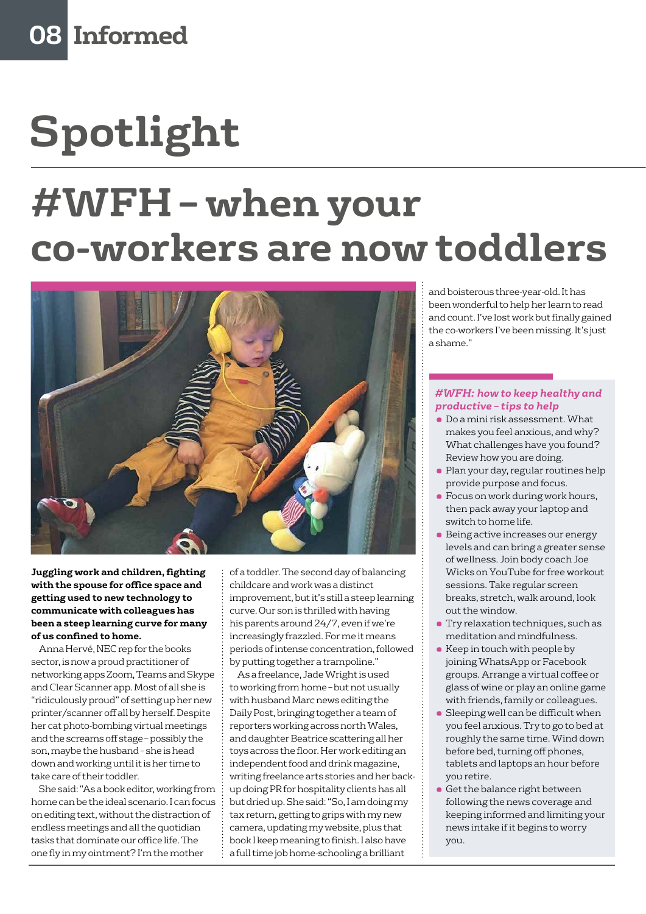# Spotlight

## #WFH – when your co-workers are now toddlers

**Juggling work and children, fighting with the spouse for office space and getting used to new technology to communicate with colleagues has been a steep learning curve for many of us confined to home.**

Anna Hervé, NEC rep for the books sector, is now a proud practitioner of networking apps Zoom, Teams and Skype and Clear Scanner app. Most of all she is "ridiculously proud" of setting up her new printer/scanner off all by herself. Despite her cat photo-bombing virtual meetings and the screams off stage – possibly the son, maybe the husband – she is head down and working until it is her time to take care of their toddler.

She said: "As a book editor, working from home can be the ideal scenario. I can focus on editing text, without the distraction of endless meetings and all the quotidian tasks that dominate our office life. The one fly in my ointment? I'm the mother of a toddler. The second day of balancing childcare and work was a distinct improvement, but it's still a steep learning curve. Our son is thrilled with having his parents around 24/7, even if we're increasingly frazzled. For me it means periods of intense concentration, followed by putting together a trampoline."

As a freelance, Jade Wright is used to working from home – but not usually with husband Marc news editing the Daily Post, bringing together a team of reporters working across north Wales, and daughter Beatrice scattering all her toys across the floor. Her work editing an independent food and drink magazine, writing freelance arts stories and her back-up doing PR for hospitality clients has all but dried up. She said: "So, I am doing my tax return, getting to grips with my new camera, updating my website, plus that book I keep meaning to finish. I also have a full time job home-schooling a brilliant and boisterous three-year-old. It has been wonderful to help her learn to read and count. I've lost work but finally gained the co-workers I've been missing. It's just a shame."

### *#WFH: how to keep healthy and productive – tips to help*

- Do a mini risk assessment. What makes you feel anxious, and why? What challenges have you found? Review how you are doing.
- Plan your day, regular routines help provide purpose and focus.
- Focus on work during work hours, then pack away your laptop and switch to home life.
- Being active increases our energy levels and can bring a greater sense of wellness. Join body coach Joe Wicks on YouTube for free workout sessions. Take regular screen breaks, stretch, walk around, look out the window.
- Try relaxation techniques, such as meditation and mindfulness.
- Keep in touch with people by joining WhatsApp or Facebook groups. Arrange a virtual coffee or glass of wine or play an online game with friends, family or colleagues.
- Sleeping well can be difficult when you feel anxious. Try to go to bed at roughly the same time. Wind down before bed, turning off phones, tablets and laptops an hour before you retire.
- Get the balance right between following the news coverage and keeping informed and limiting your news intake if it begins to worry you.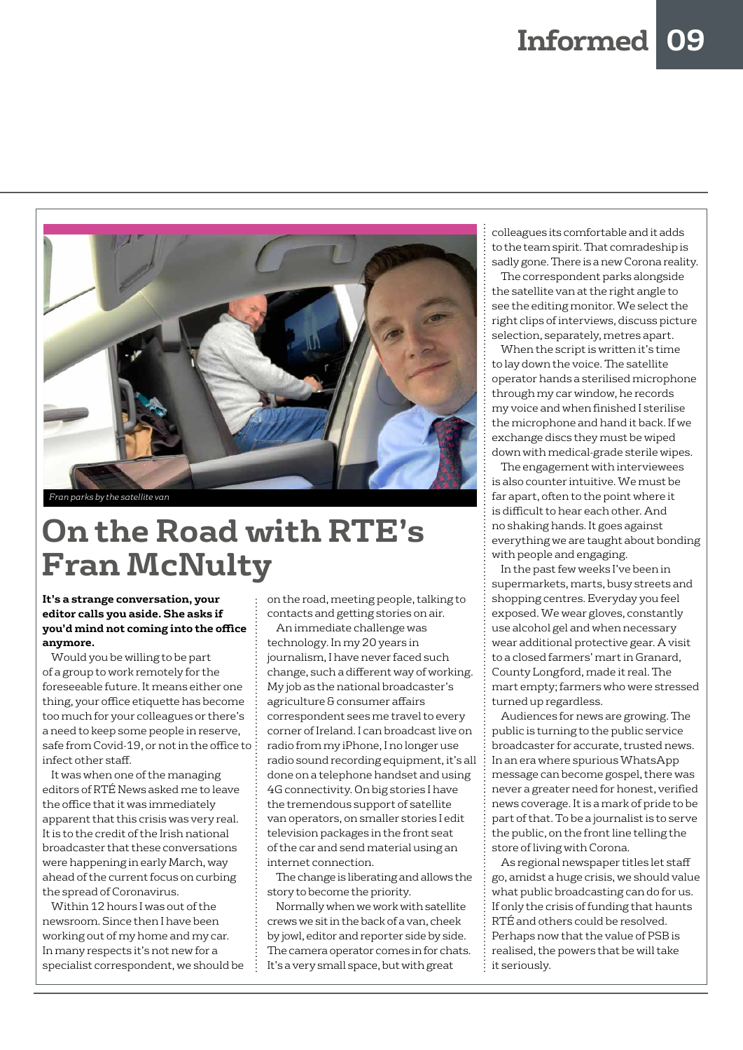Fran parks by the satellite van

# On the Road with RTE's Fran McNulty

**It's a strange conversation, your editor calls you aside. She asks if you'd mind not coming into the office anymore.**

Would you be willing to be part of a group to work remotely for the foreseeable future. It means either one thing, your office etiquette has become too much for your colleagues or there's a need to keep some people in reserve, safe from Covid-19, or not in the office to infect other staff.

It was when one of the managing editors of RTÉ News asked me to leave the office that it was immediately apparent that this crisis was very real. It is to the credit of the Irish national broadcaster that these conversations were happening in early March, way ahead of the current focus on curbing the spread of Coronavirus.

Within 12 hours I was out of the newsroom. Since then I have been working out of my home and my car. In many respects it's not new for a specialist correspondent, we should be on the road, meeting people, talking to contacts and getting stories on air.

An immediate challenge was technology. In my 20 years in journalism, I have never faced such change, such a different way of working. My job as the national broadcaster's agriculture & consumer affairs correspondent sees me travel to every corner of Ireland. I can broadcast live on radio from my iPhone, I no longer use radio sound recording equipment, it's all done on a telephone handset and using 4G connectivity. On big stories I have the tremendous support of satellite van operators, on smaller stories I edit television packages in the front seat of the car and send material using an internet connection.

The change is liberating and allows the story to become the priority.

Normally when we work with satellite crews we sit in the back of a van, cheek by jowl, editor and reporter side by side. The camera operator comes in for chats. It's a very small space, but with great colleagues its comfortable and it adds to the team spirit. That comradeship is sadly gone. There is a new Corona reality.

The correspondent parks alongside the satellite van at the right angle to see the editing monitor. We select the right clips of interviews, discuss picture selection, separately, metres apart.

When the script is written it's time to lay down the voice. The satellite operator hands a sterilised microphone through my car window, he records my voice and when finished I sterilise the microphone and hand it back. If we exchange discs they must be wiped down with medical-grade sterile wipes.

The engagement with interviewees is also counter intuitive. We must be far apart, often to the point where it is difficult to hear each other. And no shaking hands. It goes against everything we are taught about bonding with people and engaging.

In the past few weeks I've been in supermarkets, marts, busy streets and shopping centres. Everyday you feel exposed. We wear gloves, constantly use alcohol gel and when necessary wear additional protective gear. A visit to a closed farmers' mart in Granard, County Longford, made it real. The mart empty; farmers who were stressed turned up regardless.

Audiences for news are growing. The public is turning to the public service broadcaster for accurate, trusted news. In an era where spurious WhatsApp message can become gospel, there was never a greater need for honest, verified news coverage. It is a mark of pride to be part of that. To be a journalist is to serve the public, on the front line telling the store of living with Corona.

As regional newspaper titles let staff go, amidst a huge crisis, we should value what public broadcasting can do for us. If only the crisis of funding that haunts RTÉ and others could be resolved. Perhaps now that the value of PSB is realised, the powers that be will take it seriously.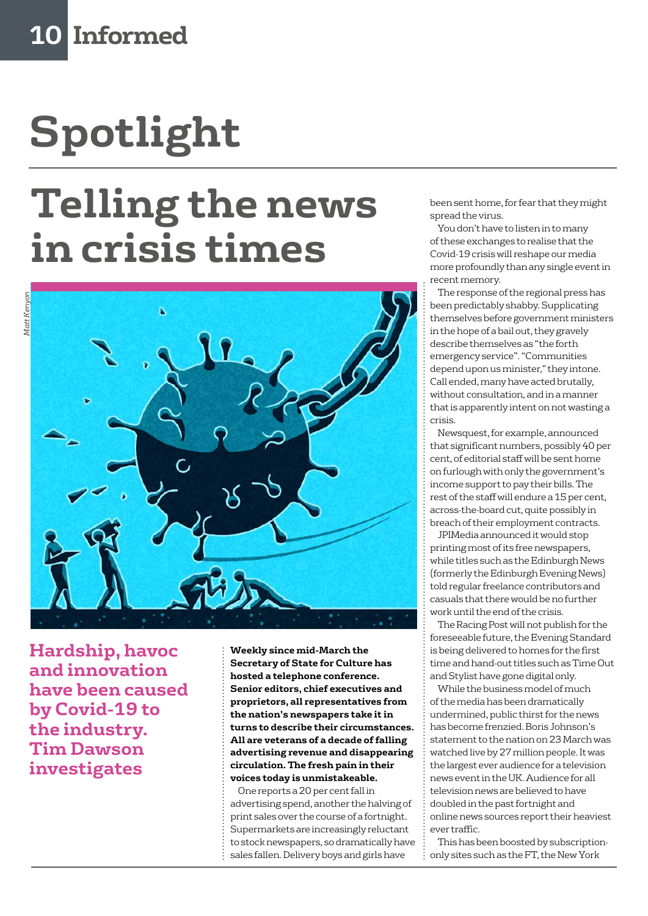# Spotlight

## Telling the news in crisis times

Matt Kenyon

**Hardship, havoc and innovation have been caused by Covid-19 to the industry. Tim Dawson investigates**

**Weekly since mid-March the Secretary of State for Culture has hosted a telephone conference. Senior editors, chief executives and proprietors, all representatives from the nation's newspapers take it in turns to describe their circumstances. All are veterans of a decade of falling advertising revenue and disappearing circulation. The fresh pain in their voices today is unmistakeable.**

One reports a 20 per cent fall in advertising spend, another the halving of print sales over the course of a fortnight. Supermarkets are increasingly reluctant to stock newspapers, so dramatically have sales fallen. Delivery boys and girls have been sent home, for fear that they might spread the virus.

You don't have to listen in to many of these exchanges to realise that the Covid-19 crisis will reshape our media more profoundly than any single event in recent memory.

The response of the regional press has been predictably shabby. Supplicating themselves before government ministers in the hope of a bail out, they gravely describe themselves as "the forth emergency service". "Communities depend upon us minister," they intone. Call ended, many have acted brutally, without consultation, and in a manner that is apparently intent on not wasting a crisis.

Newsquest, for example, announced that significant numbers, possibly 40 per cent, of editorial staff will be sent home on furlough with only the government's income support to pay their bills. The rest of the staff will endure a 15 per cent, across-the-board cut, quite possibly in breach of their employment contracts.

JPIMedia announced it would stop printing most of its free newspapers, while titles such as the Edinburgh News (formerly the Edinburgh Evening News) told regular freelance contributors and casuals that there would be no further work until the end of the crisis.

The Racing Post will not publish for the foreseeable future, the Evening Standard is being delivered to homes for the first time and hand-out titles such as Time Out and Stylist have gone digital only.

While the business model of much of the media has been dramatically undermined, public thirst for the news has become frenzied. Boris Johnson's statement to the nation on 23 March was watched live by 27 million people. It was the largest ever audience for a television news event in the UK. Audience for all television news are believed to have doubled in the past fortnight and online news sources report their heaviest ever traffic.

This has been boosted by subscription-only sites such as the FT, the New York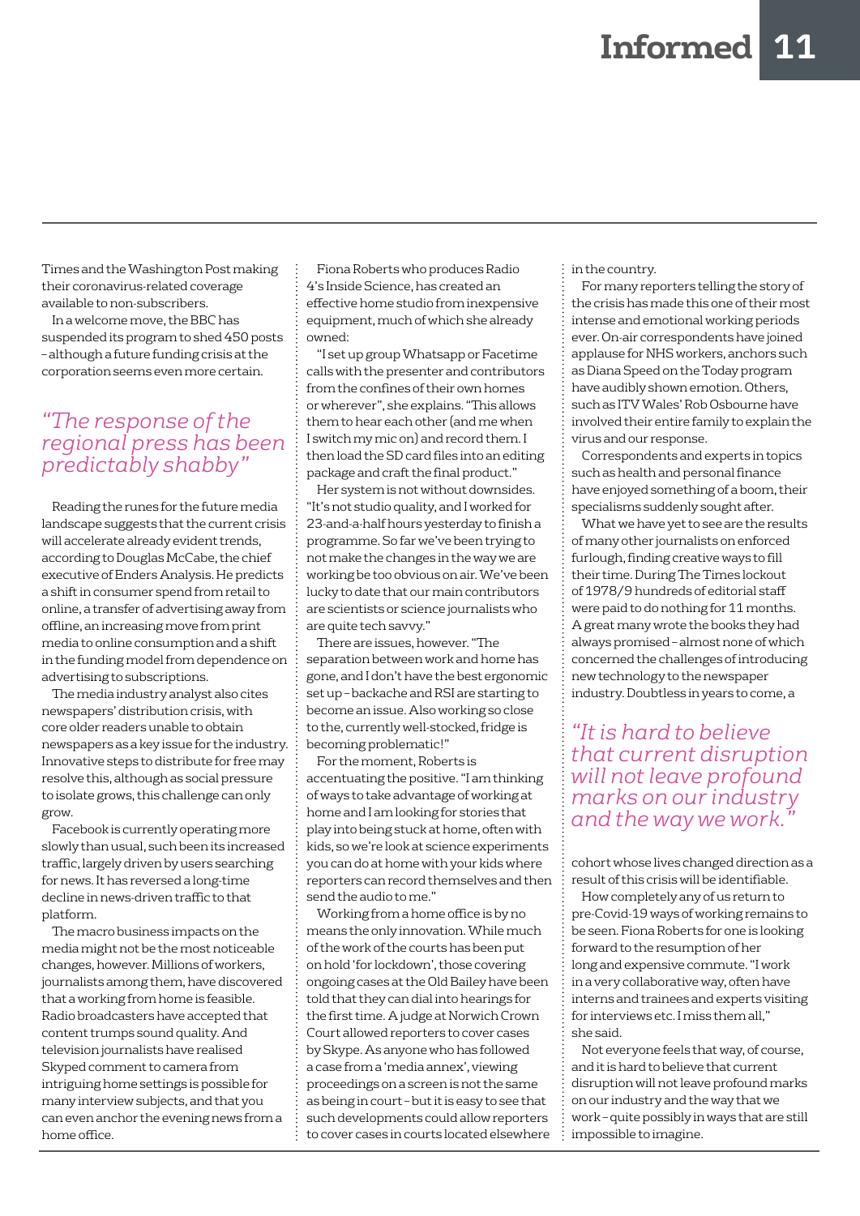Times and the Washington Post making their coronavirus-related coverage available to non-subscribers.

In a welcome move, the BBC has suspended its program to shed 450 posts – although a future funding crisis at the corporation seems even more certain.

> *"The response of the regional press has been predictably shabby"*

Reading the runes for the future media landscape suggests that the current crisis will accelerate already evident trends, according to Douglas McCabe, the chief executive of Enders Analysis. He predicts a shift in consumer spend from retail to online, a transfer of advertising away from offline, an increasing move from print media to online consumption and a shift in the funding model from dependence on advertising to subscriptions.

The media industry analyst also cites newspapers' distribution crisis, with core older readers unable to obtain newspapers as a key issue for the industry. Innovative steps to distribute for free may resolve this, although as social pressure to isolate grows, this challenge can only grow.

Facebook is currently operating more slowly than usual, such been its increased traffic, largely driven by users searching for news. It has reversed a long-time decline in news-driven traffic to that platform.

The macro business impacts on the media might not be the most noticeable changes, however. Millions of workers, journalists among them, have discovered that a working from home is feasible. Radio broadcasters have accepted that content trumps sound quality. And television journalists have realised Skyped comment to camera from intriguing home settings is possible for many interview subjects, and that you can even anchor the evening news from a home office.

Fiona Roberts who produces Radio 4's Inside Science, has created an effective home studio from inexpensive equipment, much of which she already owned:

"I set up group Whatsapp or Facetime calls with the presenter and contributors from the confines of their own homes or wherever", she explains. "This allows them to hear each other (and me when I switch my mic on) and record them. I then load the SD card files into an editing package and craft the final product."

Her system is not without downsides. "It's not studio quality, and I worked for 23-and-a-half hours yesterday to finish a programme. So far we've been trying to not make the changes in the way we are working be too obvious on air. We've been lucky to date that our main contributors are scientists or science journalists who are quite tech savvy."

There are issues, however. "The separation between work and home has gone, and I don't have the best ergonomic set up – backache and RSI are starting to become an issue. Also working so close to the, currently well-stocked, fridge is becoming problematic!"

For the moment, Roberts is accentuating the positive. "I am thinking of ways to take advantage of working at home and I am looking for stories that play into being stuck at home, often with kids, so we're look at science experiments you can do at home with your kids where reporters can record themselves and then send the audio to me."

Working from a home office is by no means the only innovation. While much of the work of the courts has been put on hold 'for lockdown', those covering ongoing cases at the Old Bailey have been told that they can dial into hearings for the first time. A judge at Norwich Crown Court allowed reporters to cover cases by Skype. As anyone who has followed a case from a 'media annex', viewing proceedings on a screen is not the same as being in court – but it is easy to see that such developments could allow reporters to cover cases in courts located elsewhere in the country.

For many reporters telling the story of the crisis has made this one of their most intense and emotional working periods ever. On-air correspondents have joined applause for NHS workers, anchors such as Diana Speed on the Today program have audibly shown emotion. Others, such as ITV Wales' Rob Osbourne have involved their entire family to explain the virus and our response.

Correspondents and experts in topics such as health and personal finance have enjoyed something of a boom, their specialisms suddenly sought after.

What we have yet to see are the results of many other journalists on enforced furlough, finding creative ways to fill their time. During The Times lockout of 1978/9 hundreds of editorial staff were paid to do nothing for 11 months. A great many wrote the books they had always promised – almost none of which concerned the challenges of introducing new technology to the newspaper industry. Doubtless in years to come, a cohort whose lives changed direction as a result of this crisis will be identifiable.

> *"It is hard to believe that current disruption will not leave profound marks on our industry and the way we work."*

How completely any of us return to pre-Covid-19 ways of working remains to be seen. Fiona Roberts for one is looking forward to the resumption of her long and expensive commute. "I work in a very collaborative way, often have interns and trainees and experts visiting for interviews etc. I miss them all," she said.

Not everyone feels that way, of course, and it is hard to believe that current disruption will not leave profound marks on our industry and the way that we work – quite possibly in ways that are still impossible to imagine.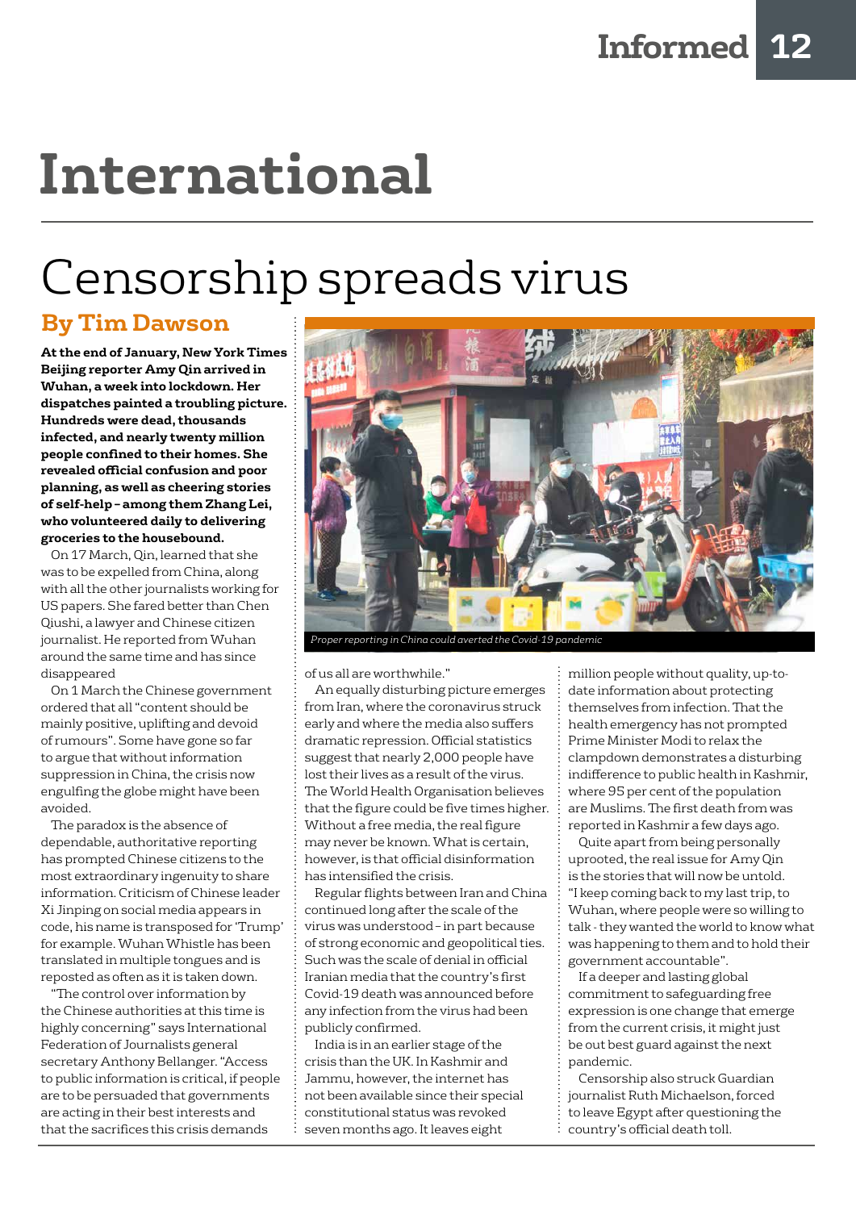# International

## Censorship spreads virus

### By Tim Dawson

**At the end of January, New York Times Beijing reporter Amy Qin arrived in Wuhan, a week into lockdown. Her dispatches painted a troubling picture. Hundreds were dead, thousands infected, and nearly twenty million people confined to their homes. She revealed official confusion and poor planning, as well as cheering stories of self-help – among them Zhang Lei, who volunteered daily to delivering groceries to the housebound.**

On 17 March, Qin, learned that she was to be expelled from China, along with all the other journalists working for US papers. She fared better than Chen Qiushi, a lawyer and Chinese citizen journalist. He reported from Wuhan around the same time and has since disappeared

On 1 March the Chinese government ordered that all "content should be mainly positive, uplifting and devoid of rumours". Some have gone so far to argue that without information suppression in China, the crisis now engulfing the globe might have been avoided.

The paradox is the absence of dependable, authoritative reporting has prompted Chinese citizens to the most extraordinary ingenuity to share information. Criticism of Chinese leader Xi Jinping on social media appears in code, his name is transposed for 'Trump' for example. Wuhan Whistle has been translated in multiple tongues and is reposted as often as it is taken down.

"The control over information by the Chinese authorities at this time is highly concerning" says International Federation of Journalists general secretary Anthony Bellanger. "Access to public information is critical, if people are to be persuaded that governments are acting in their best interests and that the sacrifices this crisis demands of us all are worthwhile."

*Proper reporting in China could averted the Covid-19 pandemic*

An equally disturbing picture emerges from Iran, where the coronavirus struck early and where the media also suffers dramatic repression. Official statistics suggest that nearly 2,000 people have lost their lives as a result of the virus. The World Health Organisation believes that the figure could be five times higher. Without a free media, the real figure may never be known. What is certain, however, is that official disinformation has intensified the crisis.

Regular flights between Iran and China continued long after the scale of the virus was understood – in part because of strong economic and geopolitical ties. Such was the scale of denial in official Iranian media that the country's first Covid-19 death was announced before any infection from the virus had been publicly confirmed.

India is in an earlier stage of the crisis than the UK. In Kashmir and Jammu, however, the internet has not been available since their special constitutional status was revoked seven months ago. It leaves eight million people without quality, up-to-date information about protecting themselves from infection. That the health emergency has not prompted Prime Minister Modi to relax the clampdown demonstrates a disturbing indifference to public health in Kashmir, where 95 per cent of the population are Muslims. The first death from was reported in Kashmir a few days ago.

Quite apart from being personally uprooted, the real issue for Amy Qin is the stories that will now be untold. "I keep coming back to my last trip, to Wuhan, where people were so willing to talk - they wanted the world to know what was happening to them and to hold their government accountable".

If a deeper and lasting global commitment to safeguarding free expression is one change that emerge from the current crisis, it might just be out best guard against the next pandemic.

Censorship also struck Guardian journalist Ruth Michaelson, forced to leave Egypt after questioning the country's official death toll.